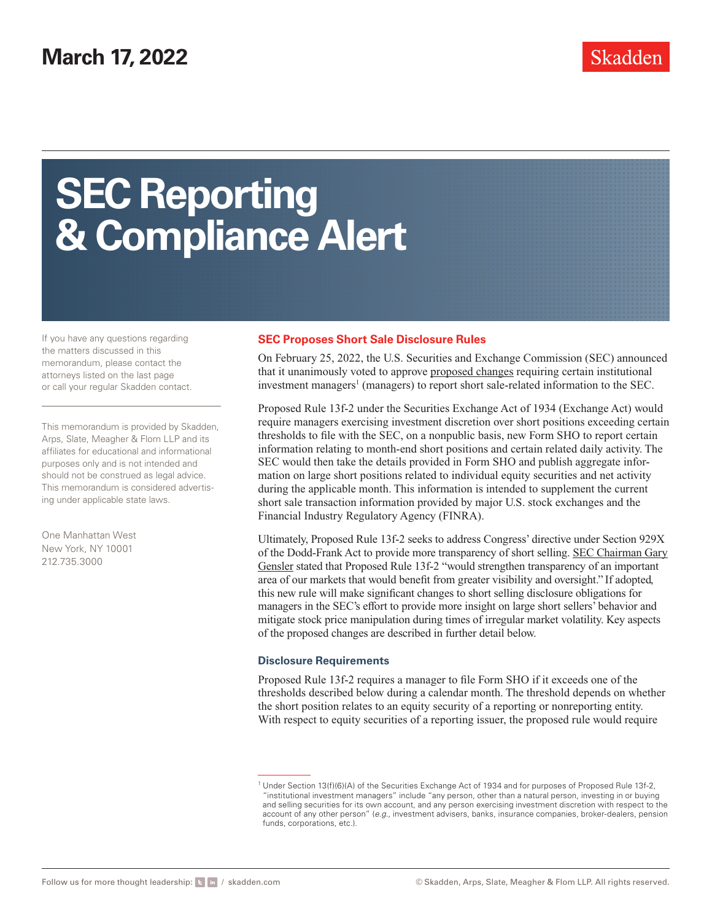March 17, 2022

# SEC Reporting & Compliance Alert

If you have any questions regarding the matters discussed in this memorandum, please contact the attorneys listed on the last page or call your regular Skadden contact.

This memorandum is provided by Skadden, Arps, Slate, Meagher & Flom LLP and its affiliates for educational and informational purposes only and is not intended and should not be construed as legal advice. This memorandum is considered advertising under applicable state laws.

One Manhattan West
New York, NY 10001
212.735.3000

## SEC Proposes Short Sale Disclosure Rules

On February 25, 2022, the U.S. Securities and Exchange Commission (SEC) announced that it unanimously voted to approve proposed changes requiring certain institutional investment managers[1] (managers) to report short sale-related information to the SEC.

Proposed Rule 13f-2 under the Securities Exchange Act of 1934 (Exchange Act) would require managers exercising investment discretion over short positions exceeding certain thresholds to file with the SEC, on a nonpublic basis, new Form SHO to report certain information relating to month-end short positions and certain related daily activity. The SEC would then take the details provided in Form SHO and publish aggregate information on large short positions related to individual equity securities and net activity during the applicable month. This information is intended to supplement the current short sale transaction information provided by major U.S. stock exchanges and the Financial Industry Regulatory Agency (FINRA).

Ultimately, Proposed Rule 13f-2 seeks to address Congress' directive under Section 929X of the Dodd-Frank Act to provide more transparency of short selling. SEC Chairman Gary Gensler stated that Proposed Rule 13f-2 "would strengthen transparency of an important area of our markets that would benefit from greater visibility and oversight." If adopted, this new rule will make significant changes to short selling disclosure obligations for managers in the SEC's effort to provide more insight on large short sellers' behavior and mitigate stock price manipulation during times of irregular market volatility. Key aspects of the proposed changes are described in further detail below.

### Disclosure Requirements

Proposed Rule 13f-2 requires a manager to file Form SHO if it exceeds one of the thresholds described below during a calendar month. The threshold depends on whether the short position relates to an equity security of a reporting or nonreporting entity. With respect to equity securities of a reporting issuer, the proposed rule would require

[1] Under Section 13(f)(6)(A) of the Securities Exchange Act of 1934 and for purposes of Proposed Rule 13f-2, "institutional investment managers" include "any person, other than a natural person, investing in or buying and selling securities for its own account, and any person exercising investment discretion with respect to the account of any other person" (*e.g.*, investment advisers, banks, insurance companies, broker-dealers, pension funds, corporations, etc.).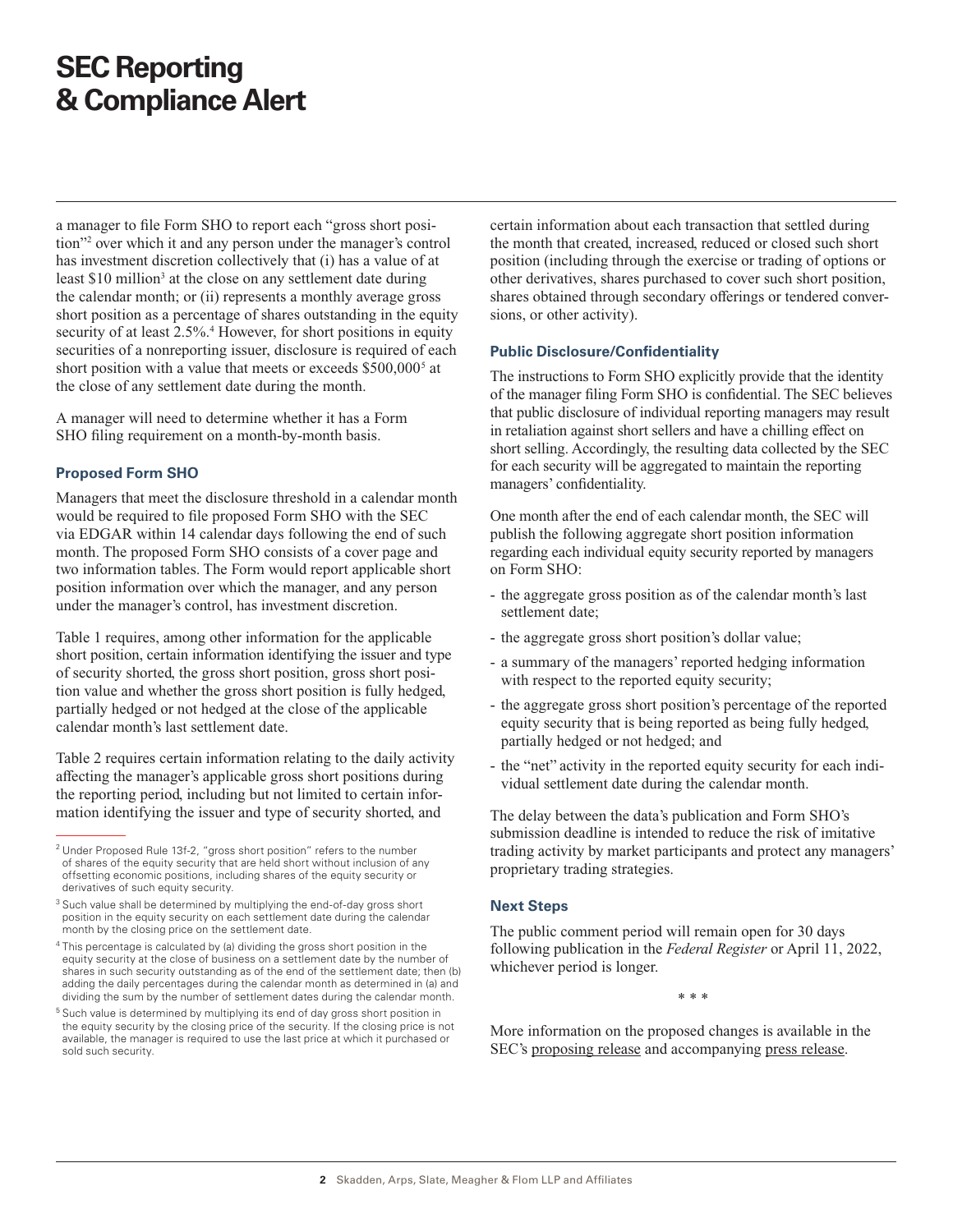a manager to file Form SHO to report each "gross short position"[2] over which it and any person under the manager's control has investment discretion collectively that (i) has a value of at least $10 million[3] at the close on any settlement date during the calendar month; or (ii) represents a monthly average gross short position as a percentage of shares outstanding in the equity security of at least 2.5%.[4] However, for short positions in equity securities of a nonreporting issuer, disclosure is required of each short position with a value that meets or exceeds $500,000[5] at the close of any settlement date during the month.

A manager will need to determine whether it has a Form SHO filing requirement on a month-by-month basis.

### Proposed Form SHO

Managers that meet the disclosure threshold in a calendar month would be required to file proposed Form SHO with the SEC via EDGAR within 14 calendar days following the end of such month. The proposed Form SHO consists of a cover page and two information tables. The Form would report applicable short position information over which the manager, and any person under the manager's control, has investment discretion.

Table 1 requires, among other information for the applicable short position, certain information identifying the issuer and type of security shorted, the gross short position, gross short position value and whether the gross short position is fully hedged, partially hedged or not hedged at the close of the applicable calendar month's last settlement date.

Table 2 requires certain information relating to the daily activity affecting the manager's applicable gross short positions during the reporting period, including but not limited to certain information identifying the issuer and type of security shorted, and certain information about each transaction that settled during the month that created, increased, reduced or closed such short position (including through the exercise or trading of options or other derivatives, shares purchased to cover such short position, shares obtained through secondary offerings or tendered conversions, or other activity).

### Public Disclosure/Confidentiality

The instructions to Form SHO explicitly provide that the identity of the manager filing Form SHO is confidential. The SEC believes that public disclosure of individual reporting managers may result in retaliation against short sellers and have a chilling effect on short selling. Accordingly, the resulting data collected by the SEC for each security will be aggregated to maintain the reporting managers' confidentiality.

One month after the end of each calendar month, the SEC will publish the following aggregate short position information regarding each individual equity security reported by managers on Form SHO:

- the aggregate gross position as of the calendar month's last settlement date;
- the aggregate gross short position's dollar value;
- a summary of the managers' reported hedging information with respect to the reported equity security;
- the aggregate gross short position's percentage of the reported equity security that is being reported as being fully hedged, partially hedged or not hedged; and
- the "net" activity in the reported equity security for each individual settlement date during the calendar month.

The delay between the data's publication and Form SHO's submission deadline is intended to reduce the risk of imitative trading activity by market participants and protect any managers' proprietary trading strategies.

### Next Steps

The public comment period will remain open for 30 days following publication in the *Federal Register* or April 11, 2022, whichever period is longer.

\* \* \*

More information on the proposed changes is available in the SEC's proposing release and accompanying press release.

---

[2] Under Proposed Rule 13f-2, "gross short position" refers to the number of shares of the equity security that are held short without inclusion of any offsetting economic positions, including shares of the equity security or derivatives of such equity security.

[3] Such value shall be determined by multiplying the end-of-day gross short position in the equity security on each settlement date during the calendar month by the closing price on the settlement date.

[4] This percentage is calculated by (a) dividing the gross short position in the equity security at the close of business on a settlement date by the number of shares in such security outstanding as of the end of the settlement date; then (b) adding the daily percentages during the calendar month as determined in (a) and dividing the sum by the number of settlement dates during the calendar month.

[5] Such value is determined by multiplying its end of day gross short position in the equity security by the closing price of the security. If the closing price is not available, the manager is required to use the last price at which it purchased or sold such security.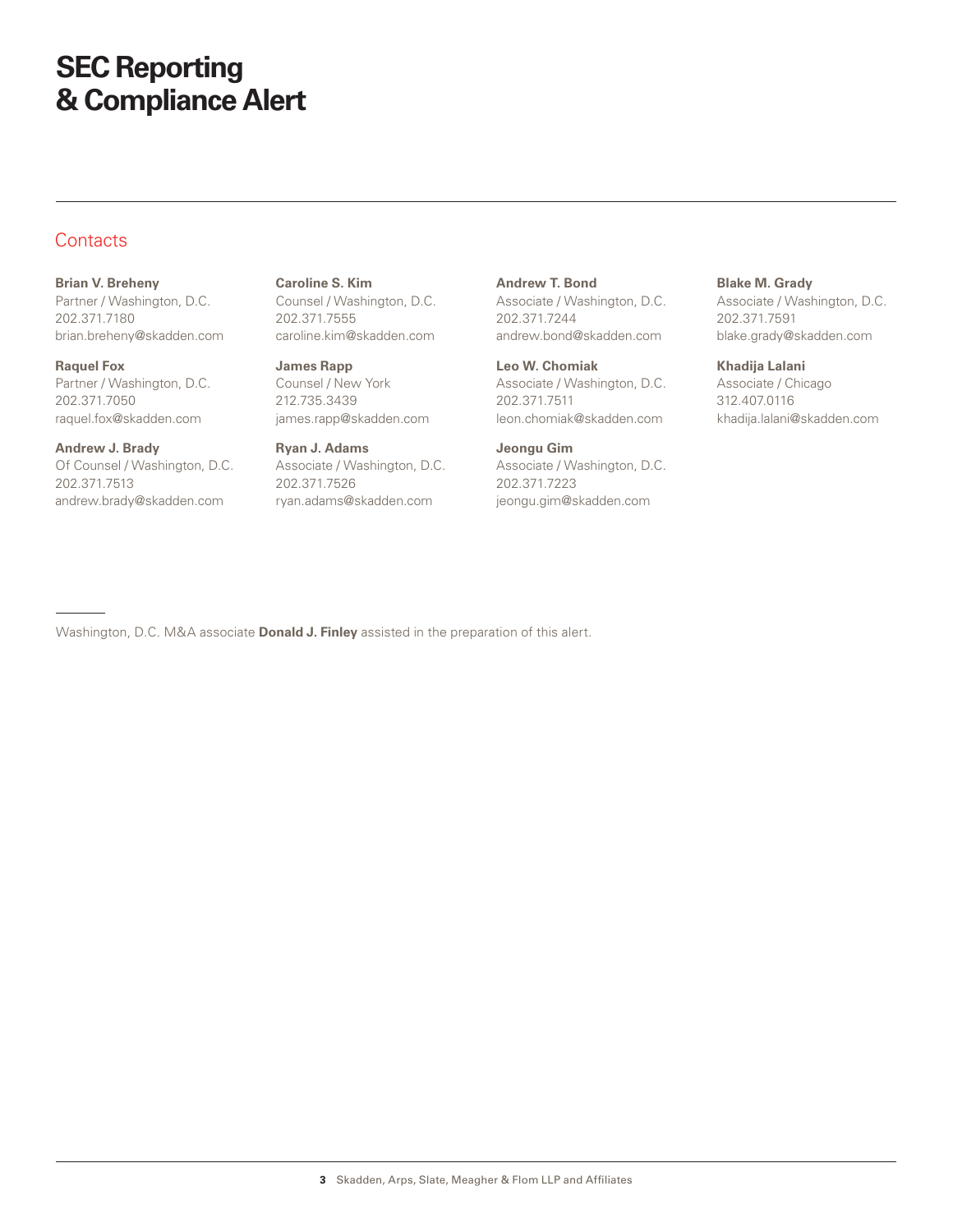# SEC Reporting & Compliance Alert

## Contacts

**Brian V. Breheny**
Partner / Washington, D.C.
202.371.7180
brian.breheny@skadden.com

**Raquel Fox**
Partner / Washington, D.C.
202.371.7050
raquel.fox@skadden.com

**Andrew J. Brady**
Of Counsel / Washington, D.C.
202.371.7513
andrew.brady@skadden.com

**Caroline S. Kim**
Counsel / Washington, D.C.
202.371.7555
caroline.kim@skadden.com

**James Rapp**
Counsel / New York
212.735.3439
james.rapp@skadden.com

**Ryan J. Adams**
Associate / Washington, D.C.
202.371.7526
ryan.adams@skadden.com

**Andrew T. Bond**
Associate / Washington, D.C.
202.371.7244
andrew.bond@skadden.com

**Leo W. Chomiak**
Associate / Washington, D.C.
202.371.7511
leon.chomiak@skadden.com

**Jeongu Gim**
Associate / Washington, D.C.
202.371.7223
jeongu.gim@skadden.com

**Blake M. Grady**
Associate / Washington, D.C.
202.371.7591
blake.grady@skadden.com

**Khadija Lalani**
Associate / Chicago
312.407.0116
khadija.lalani@skadden.com

---

Washington, D.C. M&A associate **Donald J. Finley** assisted in the preparation of this alert.